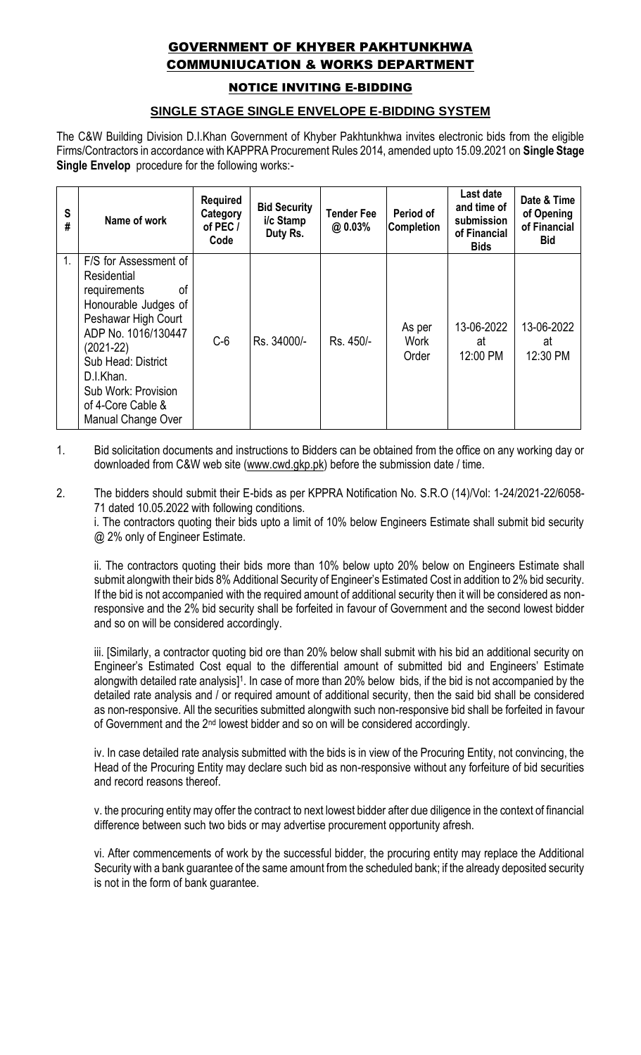# GOVERNMENT OF KHYBER PAKHTUNKHWA
# COMMUNIUCATION & WORKS DEPARTMENT

## NOTICE INVITING E-BIDDING

### SINGLE STAGE SINGLE ENVELOPE E-BIDDING SYSTEM

The C&W Building Division D.I.Khan Government of Khyber Pakhtunkhwa invites electronic bids from the eligible Firms/Contractors in accordance with KAPPRA Procurement Rules 2014, amended upto 15.09.2021 on **Single Stage Single Envelop** procedure for the following works:-

| S # | Name of work | Required Category of PEC / Code | Bid Security i/c Stamp Duty Rs. | Tender Fee @ 0.03% | Period of Completion | Last date and time of submission of Financial Bids | Date & Time of Opening of Financial Bid |
|---|---|---|---|---|---|---|---|
| 1. | F/S for Assessment of Residential requirements of Honourable Judges of Peshawar High Court ADP No. 1016/130447 (2021-22) Sub Head: District D.I.Khan. Sub Work: Provision of 4-Core Cable & Manual Change Over | C-6 | Rs. 34000/- | Rs. 450/- | As per Work Order | 13-06-2022 at 12:00 PM | 13-06-2022 at 12:30 PM |

1. Bid solicitation documents and instructions to Bidders can be obtained from the office on any working day or downloaded from C&W web site (www.cwd.gkp.pk) before the submission date / time.

2. The bidders should submit their E-bids as per KPPRA Notification No. S.R.O (14)/Vol: 1-24/2021-22/6058-71 dated 10.05.2022 with following conditions.

   i. The contractors quoting their bids upto a limit of 10% below Engineers Estimate shall submit bid security @ 2% only of Engineer Estimate.

   ii. The contractors quoting their bids more than 10% below upto 20% below on Engineers Estimate shall submit alongwith their bids 8% Additional Security of Engineer's Estimated Cost in addition to 2% bid security. If the bid is not accompanied with the required amount of additional security then it will be considered as non-responsive and the 2% bid security shall be forfeited in favour of Government and the second lowest bidder and so on will be considered accordingly.

   iii. [Similarly, a contractor quoting bid ore than 20% below shall submit with his bid an additional security on Engineer's Estimated Cost equal to the differential amount of submitted bid and Engineers' Estimate alongwith detailed rate analysis][1]. In case of more than 20% below bids, if the bid is not accompanied by the detailed rate analysis and / or required amount of additional security, then the said bid shall be considered as non-responsive. All the securities submitted alongwith such non-responsive bid shall be forfeited in favour of Government and the 2nd lowest bidder and so on will be considered accordingly.

   iv. In case detailed rate analysis submitted with the bids is in view of the Procuring Entity, not convincing, the Head of the Procuring Entity may declare such bid as non-responsive without any forfeiture of bid securities and record reasons thereof.

   v. the procuring entity may offer the contract to next lowest bidder after due diligence in the context of financial difference between such two bids or may advertise procurement opportunity afresh.

   vi. After commencements of work by the successful bidder, the procuring entity may replace the Additional Security with a bank guarantee of the same amount from the scheduled bank; if the already deposited security is not in the form of bank guarantee.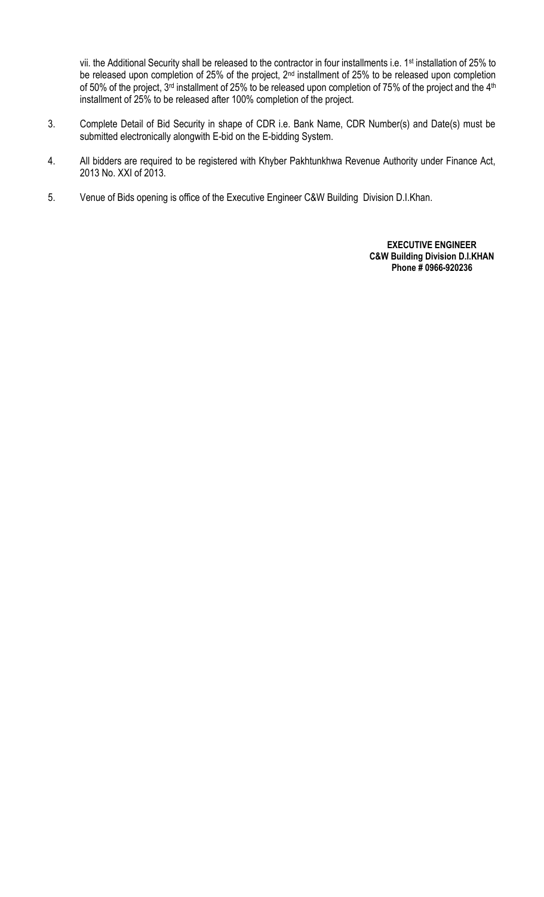vii. the Additional Security shall be released to the contractor in four installments i.e. 1st installation of 25% to be released upon completion of 25% of the project, 2nd installment of 25% to be released upon completion of 50% of the project, 3rd installment of 25% to be released upon completion of 75% of the project and the 4th installment of 25% to be released after 100% completion of the project.

3. Complete Detail of Bid Security in shape of CDR i.e. Bank Name, CDR Number(s) and Date(s) must be submitted electronically alongwith E-bid on the E-bidding System.

4. All bidders are required to be registered with Khyber Pakhtunkhwa Revenue Authority under Finance Act, 2013 No. XXI of 2013.

5. Venue of Bids opening is office of the Executive Engineer C&W Building Division D.I.Khan.

**EXECUTIVE ENGINEER**
**C&W Building Division D.I.KHAN**
**Phone # 0966-920236**